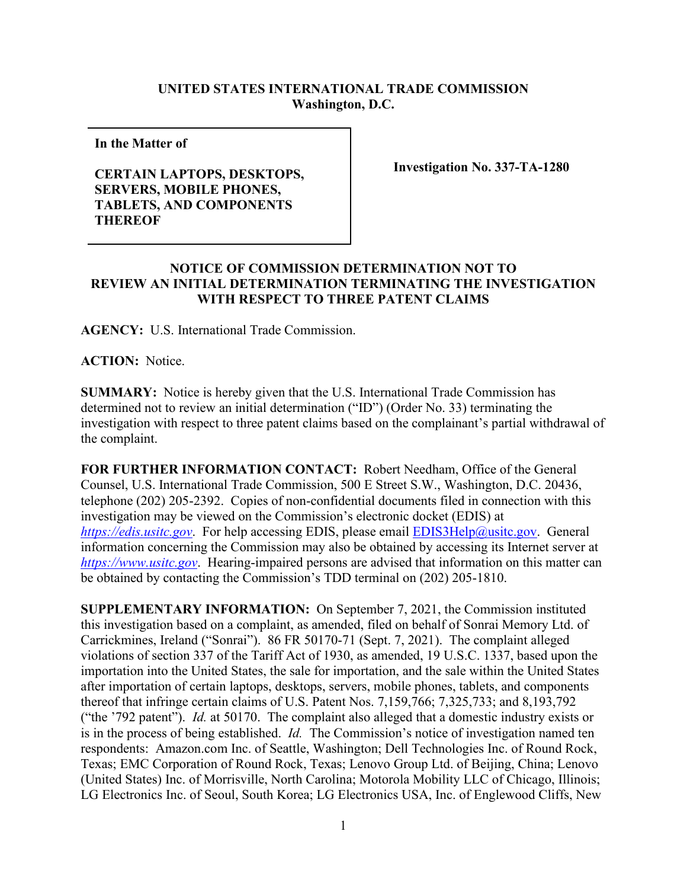**UNITED STATES INTERNATIONAL TRADE COMMISSION**
**Washington, D.C.**

| **In the Matter of**<br><br>**CERTAIN LAPTOPS, DESKTOPS, SERVERS, MOBILE PHONES, TABLETS, AND COMPONENTS THEREOF** | **Investigation No. 337-TA-1280** |
|---|---|

## NOTICE OF COMMISSION DETERMINATION NOT TO REVIEW AN INITIAL DETERMINATION TERMINATING THE INVESTIGATION WITH RESPECT TO THREE PATENT CLAIMS

**AGENCY:** U.S. International Trade Commission.

**ACTION:** Notice.

**SUMMARY:** Notice is hereby given that the U.S. International Trade Commission has determined not to review an initial determination ("ID") (Order No. 33) terminating the investigation with respect to three patent claims based on the complainant's partial withdrawal of the complaint.

**FOR FURTHER INFORMATION CONTACT:** Robert Needham, Office of the General Counsel, U.S. International Trade Commission, 500 E Street S.W., Washington, D.C. 20436, telephone (202) 205-2392. Copies of non-confidential documents filed in connection with this investigation may be viewed on the Commission's electronic docket (EDIS) at *https://edis.usitc.gov*. For help accessing EDIS, please email EDIS3Help@usitc.gov. General information concerning the Commission may also be obtained by accessing its Internet server at *https://www.usitc.gov*. Hearing-impaired persons are advised that information on this matter can be obtained by contacting the Commission's TDD terminal on (202) 205-1810.

**SUPPLEMENTARY INFORMATION:** On September 7, 2021, the Commission instituted this investigation based on a complaint, as amended, filed on behalf of Sonrai Memory Ltd. of Carrickmines, Ireland ("Sonrai"). 86 FR 50170-71 (Sept. 7, 2021). The complaint alleged violations of section 337 of the Tariff Act of 1930, as amended, 19 U.S.C. 1337, based upon the importation into the United States, the sale for importation, and the sale within the United States after importation of certain laptops, desktops, servers, mobile phones, tablets, and components thereof that infringe certain claims of U.S. Patent Nos. 7,159,766; 7,325,733; and 8,193,792 ("the '792 patent"). *Id.* at 50170. The complaint also alleged that a domestic industry exists or is in the process of being established. *Id.* The Commission's notice of investigation named ten respondents: Amazon.com Inc. of Seattle, Washington; Dell Technologies Inc. of Round Rock, Texas; EMC Corporation of Round Rock, Texas; Lenovo Group Ltd. of Beijing, China; Lenovo (United States) Inc. of Morrisville, North Carolina; Motorola Mobility LLC of Chicago, Illinois; LG Electronics Inc. of Seoul, South Korea; LG Electronics USA, Inc. of Englewood Cliffs, New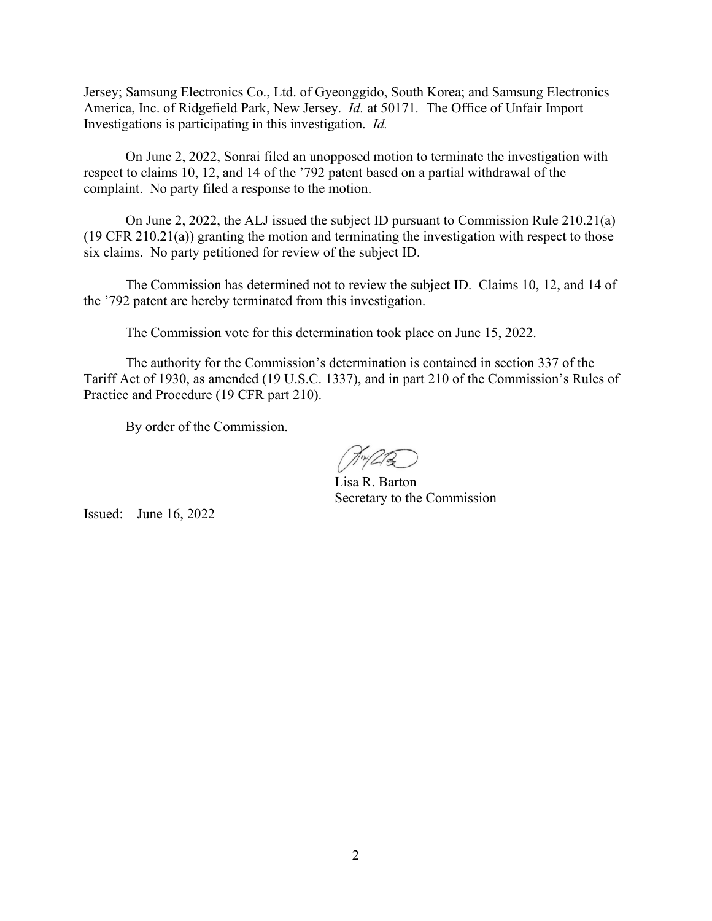Jersey; Samsung Electronics Co., Ltd. of Gyeonggido, South Korea; and Samsung Electronics America, Inc. of Ridgefield Park, New Jersey. *Id.* at 50171. The Office of Unfair Import Investigations is participating in this investigation. *Id.*

On June 2, 2022, Sonrai filed an unopposed motion to terminate the investigation with respect to claims 10, 12, and 14 of the '792 patent based on a partial withdrawal of the complaint. No party filed a response to the motion.

On June 2, 2022, the ALJ issued the subject ID pursuant to Commission Rule 210.21(a) (19 CFR 210.21(a)) granting the motion and terminating the investigation with respect to those six claims. No party petitioned for review of the subject ID.

The Commission has determined not to review the subject ID. Claims 10, 12, and 14 of the '792 patent are hereby terminated from this investigation.

The Commission vote for this determination took place on June 15, 2022.

The authority for the Commission's determination is contained in section 337 of the Tariff Act of 1930, as amended (19 U.S.C. 1337), and in part 210 of the Commission's Rules of Practice and Procedure (19 CFR part 210).

By order of the Commission.

Lisa R. Barton
Secretary to the Commission

Issued: June 16, 2022